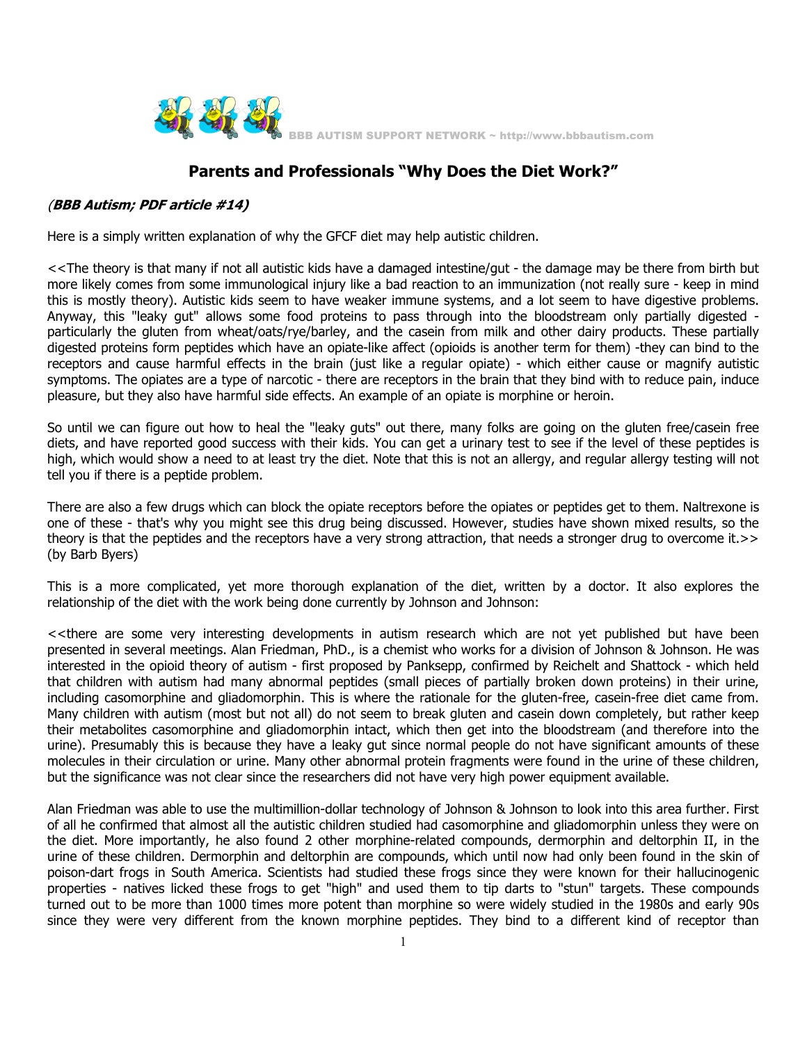BBB AUTISM SUPPORT NETWORK ~ http://www.bbbautism.com

## Parents and Professionals "Why Does the Diet Work?"

*(**BBB Autism; PDF article #14)***

Here is a simply written explanation of why the GFCF diet may help autistic children.

<<The theory is that many if not all autistic kids have a damaged intestine/gut - the damage may be there from birth but more likely comes from some immunological injury like a bad reaction to an immunization (not really sure - keep in mind this is mostly theory). Autistic kids seem to have weaker immune systems, and a lot seem to have digestive problems. Anyway, this "leaky gut" allows some food proteins to pass through into the bloodstream only partially digested - particularly the gluten from wheat/oats/rye/barley, and the casein from milk and other dairy products. These partially digested proteins form peptides which have an opiate-like affect (opioids is another term for them) -they can bind to the receptors and cause harmful effects in the brain (just like a regular opiate) - which either cause or magnify autistic symptoms. The opiates are a type of narcotic - there are receptors in the brain that they bind with to reduce pain, induce pleasure, but they also have harmful side effects. An example of an opiate is morphine or heroin.

So until we can figure out how to heal the "leaky guts" out there, many folks are going on the gluten free/casein free diets, and have reported good success with their kids. You can get a urinary test to see if the level of these peptides is high, which would show a need to at least try the diet. Note that this is not an allergy, and regular allergy testing will not tell you if there is a peptide problem.

There are also a few drugs which can block the opiate receptors before the opiates or peptides get to them. Naltrexone is one of these - that's why you might see this drug being discussed. However, studies have shown mixed results, so the theory is that the peptides and the receptors have a very strong attraction, that needs a stronger drug to overcome it.>> (by Barb Byers)

This is a more complicated, yet more thorough explanation of the diet, written by a doctor. It also explores the relationship of the diet with the work being done currently by Johnson and Johnson:

<<there are some very interesting developments in autism research which are not yet published but have been presented in several meetings. Alan Friedman, PhD., is a chemist who works for a division of Johnson & Johnson. He was interested in the opioid theory of autism - first proposed by Panksepp, confirmed by Reichelt and Shattock - which held that children with autism had many abnormal peptides (small pieces of partially broken down proteins) in their urine, including casomorphine and gliadomorphin. This is where the rationale for the gluten-free, casein-free diet came from. Many children with autism (most but not all) do not seem to break gluten and casein down completely, but rather keep their metabolites casomorphine and gliadomorphin intact, which then get into the bloodstream (and therefore into the urine). Presumably this is because they have a leaky gut since normal people do not have significant amounts of these molecules in their circulation or urine. Many other abnormal protein fragments were found in the urine of these children, but the significance was not clear since the researchers did not have very high power equipment available.

Alan Friedman was able to use the multimillion-dollar technology of Johnson & Johnson to look into this area further. First of all he confirmed that almost all the autistic children studied had casomorphine and gliadomorphin unless they were on the diet. More importantly, he also found 2 other morphine-related compounds, dermorphin and deltorphin II, in the urine of these children. Dermorphin and deltorphin are compounds, which until now had only been found in the skin of poison-dart frogs in South America. Scientists had studied these frogs since they were known for their hallucinogenic properties - natives licked these frogs to get "high" and used them to tip darts to "stun" targets. These compounds turned out to be more than 1000 times more potent than morphine so were widely studied in the 1980s and early 90s since they were very different from the known morphine peptides. They bind to a different kind of receptor than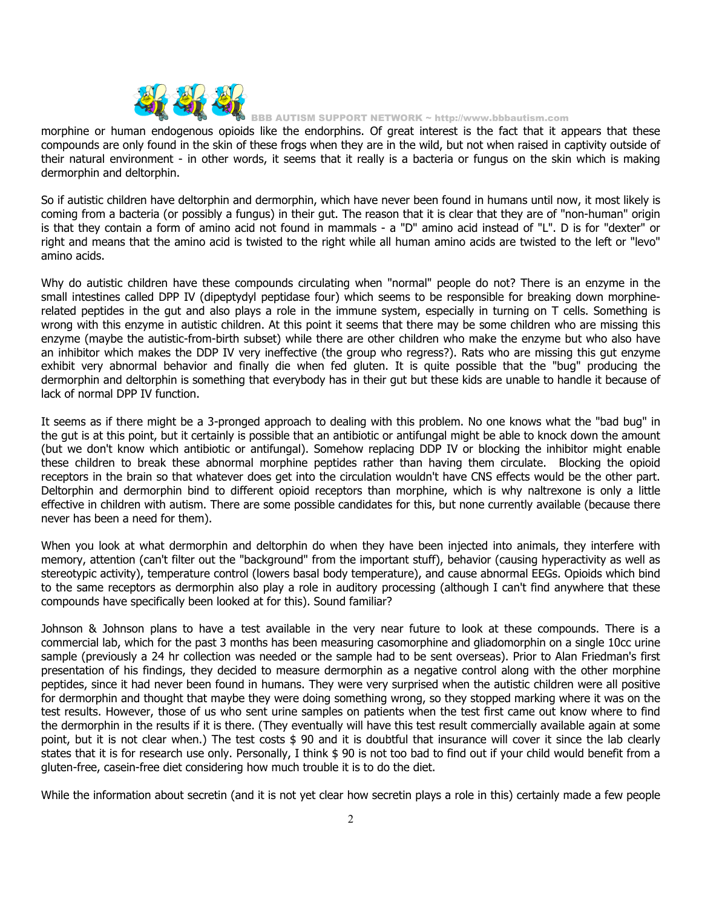morphine or human endogenous opioids like the endorphins. Of great interest is the fact that it appears that these compounds are only found in the skin of these frogs when they are in the wild, but not when raised in captivity outside of their natural environment - in other words, it seems that it really is a bacteria or fungus on the skin which is making dermorphin and deltorphin.

So if autistic children have deltorphin and dermorphin, which have never been found in humans until now, it most likely is coming from a bacteria (or possibly a fungus) in their gut. The reason that it is clear that they are of "non-human" origin is that they contain a form of amino acid not found in mammals - a "D" amino acid instead of "L". D is for "dexter" or right and means that the amino acid is twisted to the right while all human amino acids are twisted to the left or "levo" amino acids.

Why do autistic children have these compounds circulating when "normal" people do not? There is an enzyme in the small intestines called DPP IV (dipeptydyl peptidase four) which seems to be responsible for breaking down morphine-related peptides in the gut and also plays a role in the immune system, especially in turning on T cells. Something is wrong with this enzyme in autistic children. At this point it seems that there may be some children who are missing this enzyme (maybe the autistic-from-birth subset) while there are other children who make the enzyme but who also have an inhibitor which makes the DDP IV very ineffective (the group who regress?). Rats who are missing this gut enzyme exhibit very abnormal behavior and finally die when fed gluten. It is quite possible that the "bug" producing the dermorphin and deltorphin is something that everybody has in their gut but these kids are unable to handle it because of lack of normal DPP IV function.

It seems as if there might be a 3-pronged approach to dealing with this problem. No one knows what the "bad bug" in the gut is at this point, but it certainly is possible that an antibiotic or antifungal might be able to knock down the amount (but we don't know which antibiotic or antifungal). Somehow replacing DDP IV or blocking the inhibitor might enable these children to break these abnormal morphine peptides rather than having them circulate. Blocking the opioid receptors in the brain so that whatever does get into the circulation wouldn't have CNS effects would be the other part. Deltorphin and dermorphin bind to different opioid receptors than morphine, which is why naltrexone is only a little effective in children with autism. There are some possible candidates for this, but none currently available (because there never has been a need for them).

When you look at what dermorphin and deltorphin do when they have been injected into animals, they interfere with memory, attention (can't filter out the "background" from the important stuff), behavior (causing hyperactivity as well as stereotypic activity), temperature control (lowers basal body temperature), and cause abnormal EEGs. Opioids which bind to the same receptors as dermorphin also play a role in auditory processing (although I can't find anywhere that these compounds have specifically been looked at for this). Sound familiar?

Johnson & Johnson plans to have a test available in the very near future to look at these compounds. There is a commercial lab, which for the past 3 months has been measuring casomorphine and gliadomorphin on a single 10cc urine sample (previously a 24 hr collection was needed or the sample had to be sent overseas). Prior to Alan Friedman's first presentation of his findings, they decided to measure dermorphin as a negative control along with the other morphine peptides, since it had never been found in humans. They were very surprised when the autistic children were all positive for dermorphin and thought that maybe they were doing something wrong, so they stopped marking where it was on the test results. However, those of us who sent urine samples on patients when the test first came out know where to find the dermorphin in the results if it is there. (They eventually will have this test result commercially available again at some point, but it is not clear when.) The test costs $ 90 and it is doubtful that insurance will cover it since the lab clearly states that it is for research use only. Personally, I think $ 90 is not too bad to find out if your child would benefit from a gluten-free, casein-free diet considering how much trouble it is to do the diet.

While the information about secretin (and it is not yet clear how secretin plays a role in this) certainly made a few people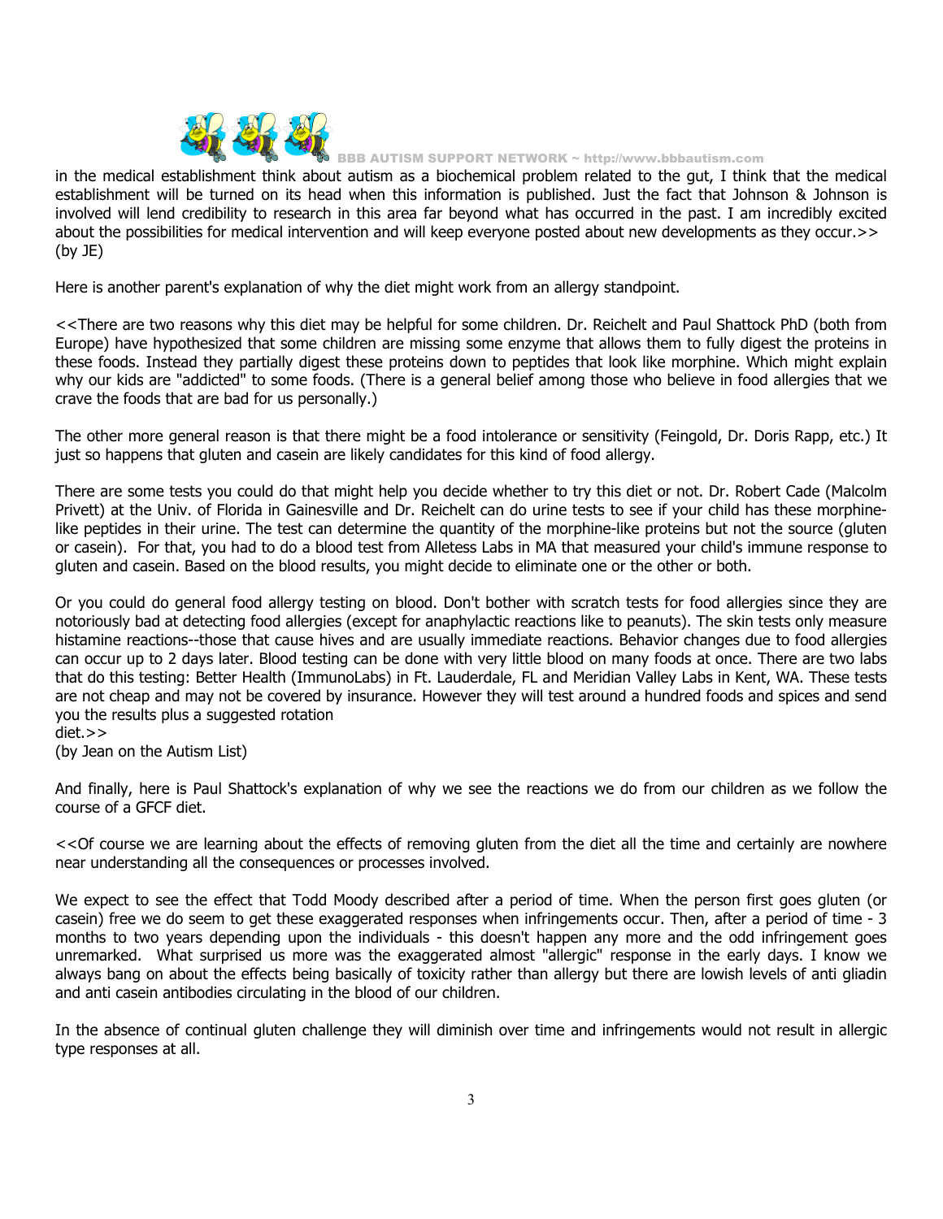in the medical establishment think about autism as a biochemical problem related to the gut, I think that the medical establishment will be turned on its head when this information is published. Just the fact that Johnson & Johnson is involved will lend credibility to research in this area far beyond what has occurred in the past. I am incredibly excited about the possibilities for medical intervention and will keep everyone posted about new developments as they occur.>>
(by JE)

Here is another parent's explanation of why the diet might work from an allergy standpoint.

<<There are two reasons why this diet may be helpful for some children. Dr. Reichelt and Paul Shattock PhD (both from Europe) have hypothesized that some children are missing some enzyme that allows them to fully digest the proteins in these foods. Instead they partially digest these proteins down to peptides that look like morphine. Which might explain why our kids are "addicted" to some foods. (There is a general belief among those who believe in food allergies that we crave the foods that are bad for us personally.)

The other more general reason is that there might be a food intolerance or sensitivity (Feingold, Dr. Doris Rapp, etc.) It just so happens that gluten and casein are likely candidates for this kind of food allergy.

There are some tests you could do that might help you decide whether to try this diet or not. Dr. Robert Cade (Malcolm Privett) at the Univ. of Florida in Gainesville and Dr. Reichelt can do urine tests to see if your child has these morphine-like peptides in their urine. The test can determine the quantity of the morphine-like proteins but not the source (gluten or casein). For that, you had to do a blood test from Alletess Labs in MA that measured your child's immune response to gluten and casein. Based on the blood results, you might decide to eliminate one or the other or both.

Or you could do general food allergy testing on blood. Don't bother with scratch tests for food allergies since they are notoriously bad at detecting food allergies (except for anaphylactic reactions like to peanuts). The skin tests only measure histamine reactions--those that cause hives and are usually immediate reactions. Behavior changes due to food allergies can occur up to 2 days later. Blood testing can be done with very little blood on many foods at once. There are two labs that do this testing: Better Health (ImmunoLabs) in Ft. Lauderdale, FL and Meridian Valley Labs in Kent, WA. These tests are not cheap and may not be covered by insurance. However they will test around a hundred foods and spices and send you the results plus a suggested rotation
diet.>>
(by Jean on the Autism List)

And finally, here is Paul Shattock's explanation of why we see the reactions we do from our children as we follow the course of a GFCF diet.

<<Of course we are learning about the effects of removing gluten from the diet all the time and certainly are nowhere near understanding all the consequences or processes involved.

We expect to see the effect that Todd Moody described after a period of time. When the person first goes gluten (or casein) free we do seem to get these exaggerated responses when infringements occur. Then, after a period of time - 3 months to two years depending upon the individuals - this doesn't happen any more and the odd infringement goes unremarked. What surprised us more was the exaggerated almost "allergic" response in the early days. I know we always bang on about the effects being basically of toxicity rather than allergy but there are lowish levels of anti gliadin and anti casein antibodies circulating in the blood of our children.

In the absence of continual gluten challenge they will diminish over time and infringements would not result in allergic type responses at all.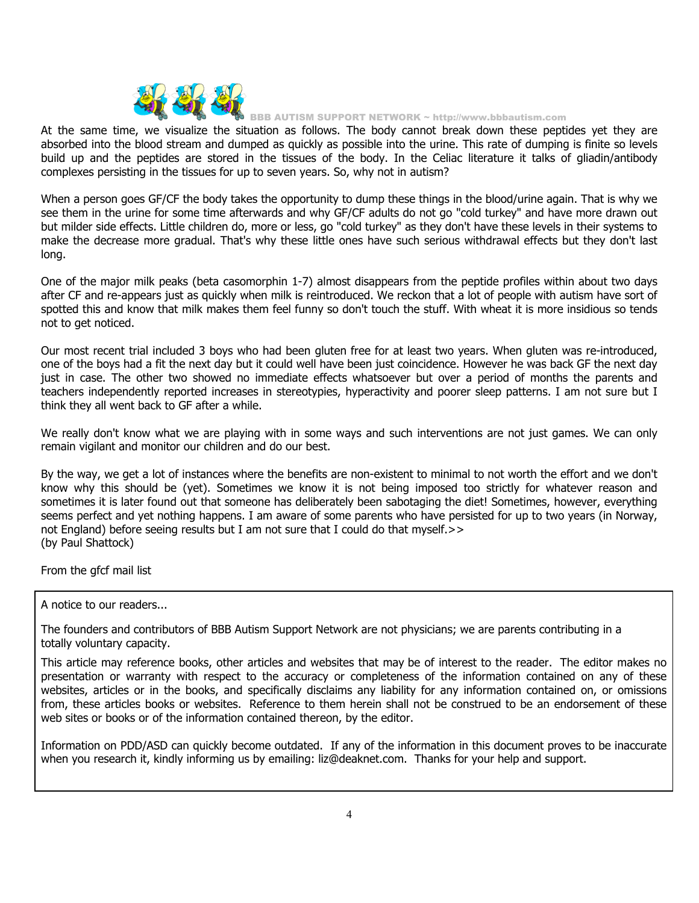At the same time, we visualize the situation as follows. The body cannot break down these peptides yet they are absorbed into the blood stream and dumped as quickly as possible into the urine. This rate of dumping is finite so levels build up and the peptides are stored in the tissues of the body. In the Celiac literature it talks of gliadin/antibody complexes persisting in the tissues for up to seven years. So, why not in autism?

When a person goes GF/CF the body takes the opportunity to dump these things in the blood/urine again. That is why we see them in the urine for some time afterwards and why GF/CF adults do not go "cold turkey" and have more drawn out but milder side effects. Little children do, more or less, go "cold turkey" as they don't have these levels in their systems to make the decrease more gradual. That's why these little ones have such serious withdrawal effects but they don't last long.

One of the major milk peaks (beta casomorphin 1-7) almost disappears from the peptide profiles within about two days after CF and re-appears just as quickly when milk is reintroduced. We reckon that a lot of people with autism have sort of spotted this and know that milk makes them feel funny so don't touch the stuff. With wheat it is more insidious so tends not to get noticed.

Our most recent trial included 3 boys who had been gluten free for at least two years. When gluten was re-introduced, one of the boys had a fit the next day but it could well have been just coincidence. However he was back GF the next day just in case. The other two showed no immediate effects whatsoever but over a period of months the parents and teachers independently reported increases in stereotypies, hyperactivity and poorer sleep patterns. I am not sure but I think they all went back to GF after a while.

We really don't know what we are playing with in some ways and such interventions are not just games. We can only remain vigilant and monitor our children and do our best.

By the way, we get a lot of instances where the benefits are non-existent to minimal to not worth the effort and we don't know why this should be (yet). Sometimes we know it is not being imposed too strictly for whatever reason and sometimes it is later found out that someone has deliberately been sabotaging the diet! Sometimes, however, everything seems perfect and yet nothing happens. I am aware of some parents who have persisted for up to two years (in Norway, not England) before seeing results but I am not sure that I could do that myself.>>
(by Paul Shattock)

From the gfcf mail list

A notice to our readers...

The founders and contributors of BBB Autism Support Network are not physicians; we are parents contributing in a totally voluntary capacity.

This article may reference books, other articles and websites that may be of interest to the reader. The editor makes no presentation or warranty with respect to the accuracy or completeness of the information contained on any of these websites, articles or in the books, and specifically disclaims any liability for any information contained on, or omissions from, these articles books or websites. Reference to them herein shall not be construed to be an endorsement of these web sites or books or of the information contained thereon, by the editor.

Information on PDD/ASD can quickly become outdated. If any of the information in this document proves to be inaccurate when you research it, kindly informing us by emailing: liz@deaknet.com. Thanks for your help and support.